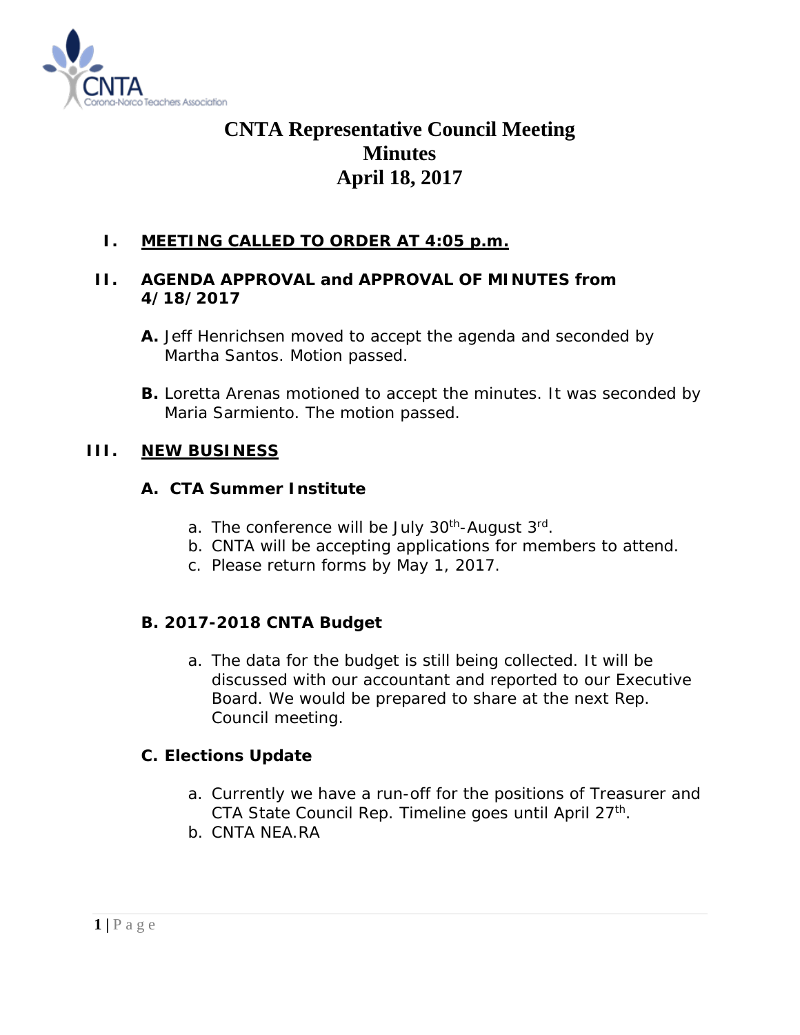# CNTA Representative Council Meeting
# Minutes
# April 18, 2017

## I. <u>MEETING CALLED TO ORDER AT 4:05 p.m.</u>

## II. AGENDA APPROVAL and APPROVAL OF MINUTES from 4/18/2017

**A.** Jeff Henrichsen moved to accept the agenda and seconded by Martha Santos. Motion passed.

**B.** Loretta Arenas motioned to accept the minutes. It was seconded by Maria Sarmiento. The motion passed.

## III. <u>NEW BUSINESS</u>

### A. CTA Summer Institute

a. The conference will be July 30th-August 3rd.
b. CNTA will be accepting applications for members to attend.
c. Please return forms by May 1, 2017.

### B. 2017-2018 CNTA Budget

a. The data for the budget is still being collected. It will be discussed with our accountant and reported to our Executive Board. We would be prepared to share at the next Rep. Council meeting.

### C. Elections Update

a. Currently we have a run-off for the positions of Treasurer and CTA State Council Rep. Timeline goes until April 27th.
b. CNTA NEA.RA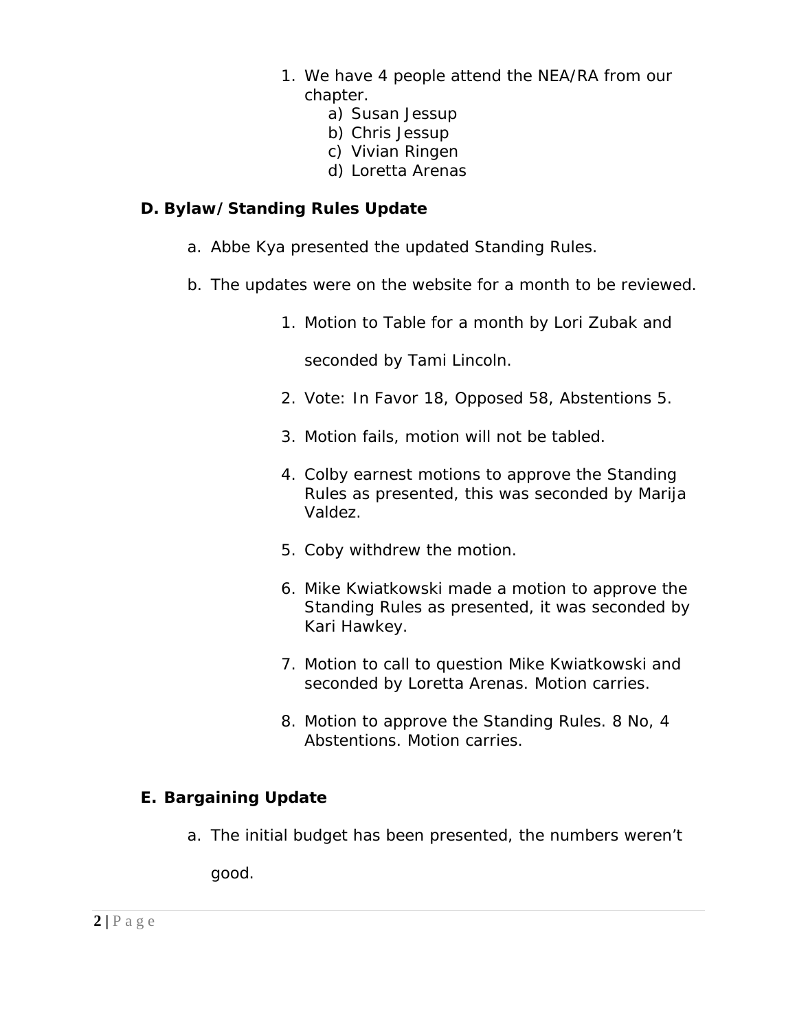1. We have 4 people attend the NEA/RA from our chapter.
    a) Susan Jessup
    b) Chris Jessup
    c) Vivian Ringen
    d) Loretta Arenas

**D. Bylaw/Standing Rules Update**

a. Abbe Kya presented the updated Standing Rules.

b. The updates were on the website for a month to be reviewed.

1. Motion to Table for a month by Lori Zubak and seconded by Tami Lincoln.
2. Vote: In Favor 18, Opposed 58, Abstentions 5.
3. Motion fails, motion will not be tabled.
4. Colby earnest motions to approve the Standing Rules as presented, this was seconded by Marija Valdez.
5. Coby withdrew the motion.
6. Mike Kwiatkowski made a motion to approve the Standing Rules as presented, it was seconded by Kari Hawkey.
7. Motion to call to question Mike Kwiatkowski and seconded by Loretta Arenas. Motion carries.
8. Motion to approve the Standing Rules. 8 No, 4 Abstentions. Motion carries.

**E. Bargaining Update**

a. The initial budget has been presented, the numbers weren't good.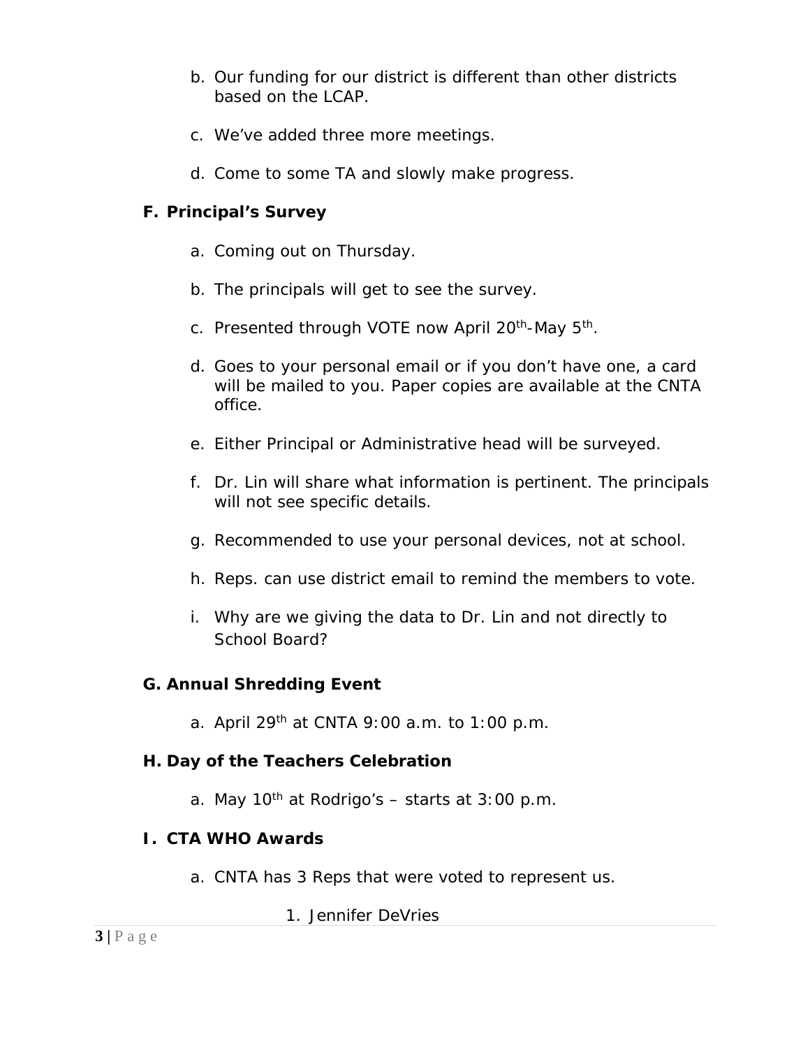b. Our funding for our district is different than other districts based on the LCAP.

c. We've added three more meetings.

d. Come to some TA and slowly make progress.

**F. Principal's Survey**

a. Coming out on Thursday.

b. The principals will get to see the survey.

c. Presented through VOTE now April 20th-May 5th.

d. Goes to your personal email or if you don't have one, a card will be mailed to you. Paper copies are available at the CNTA office.

e. Either Principal or Administrative head will be surveyed.

f. Dr. Lin will share what information is pertinent. The principals will not see specific details.

g. Recommended to use your personal devices, not at school.

h. Reps. can use district email to remind the members to vote.

i. Why are we giving the data to Dr. Lin and not directly to School Board?

**G. Annual Shredding Event**

a. April 29th at CNTA 9:00 a.m. to 1:00 p.m.

**H. Day of the Teachers Celebration**

a. May 10th at Rodrigo's – starts at 3:00 p.m.

**I. CTA WHO Awards**

a. CNTA has 3 Reps that were voted to represent us.

1. Jennifer DeVries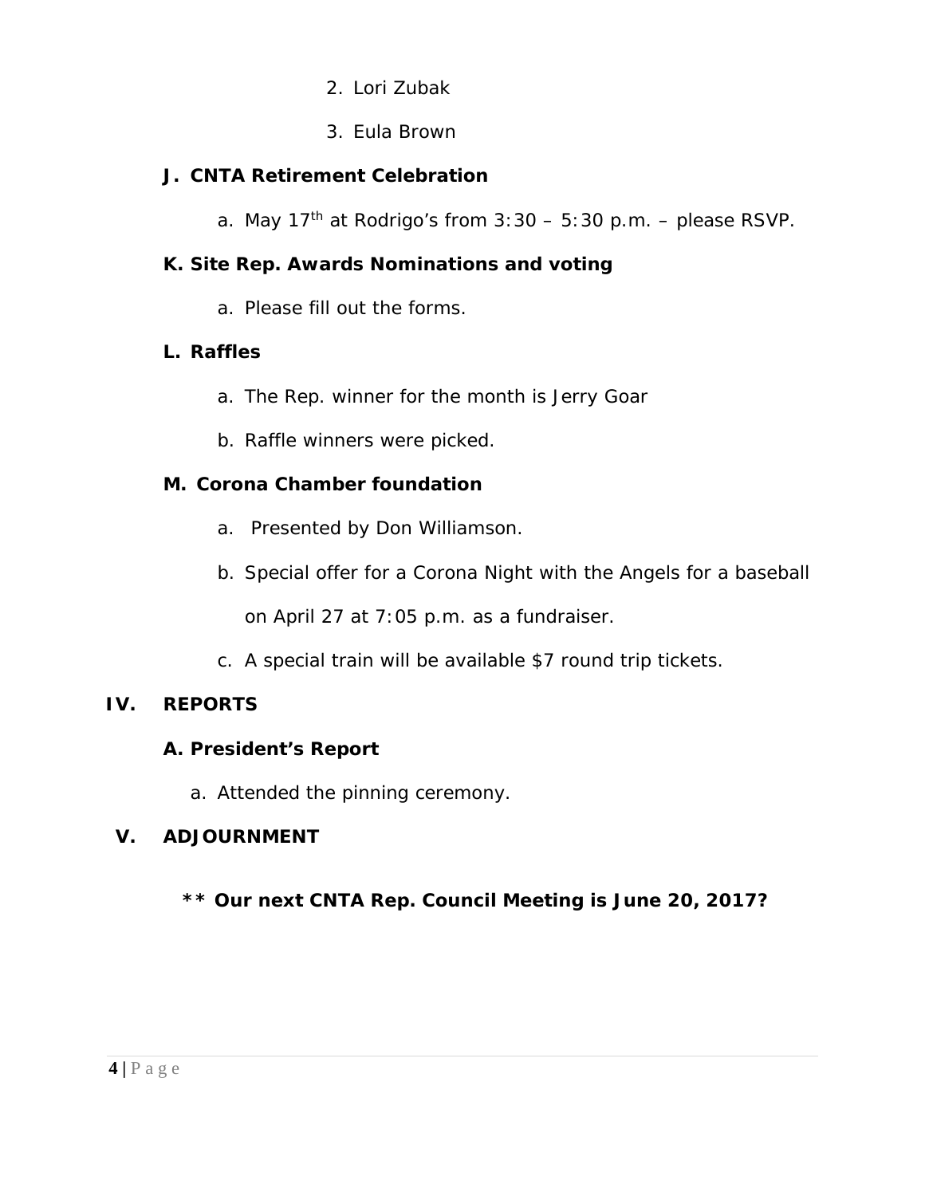2. Lori Zubak
3. Eula Brown

**J. CNTA Retirement Celebration**

a. May 17th at Rodrigo's from 3:30 – 5:30 p.m. – please RSVP.

**K. Site Rep. Awards Nominations and voting**

a. Please fill out the forms.

**L. Raffles**

a. The Rep. winner for the month is Jerry Goar
b. Raffle winners were picked.

**M. Corona Chamber foundation**

a. Presented by Don Williamson.
b. Special offer for a Corona Night with the Angels for a baseball on April 27 at 7:05 p.m. as a fundraiser.
c. A special train will be available $7 round trip tickets.

**IV. REPORTS**

**A. President's Report**

a. Attended the pinning ceremony.

**V. ADJOURNMENT**

**\*\* Our next CNTA Rep. Council Meeting is June 20, 2017?**